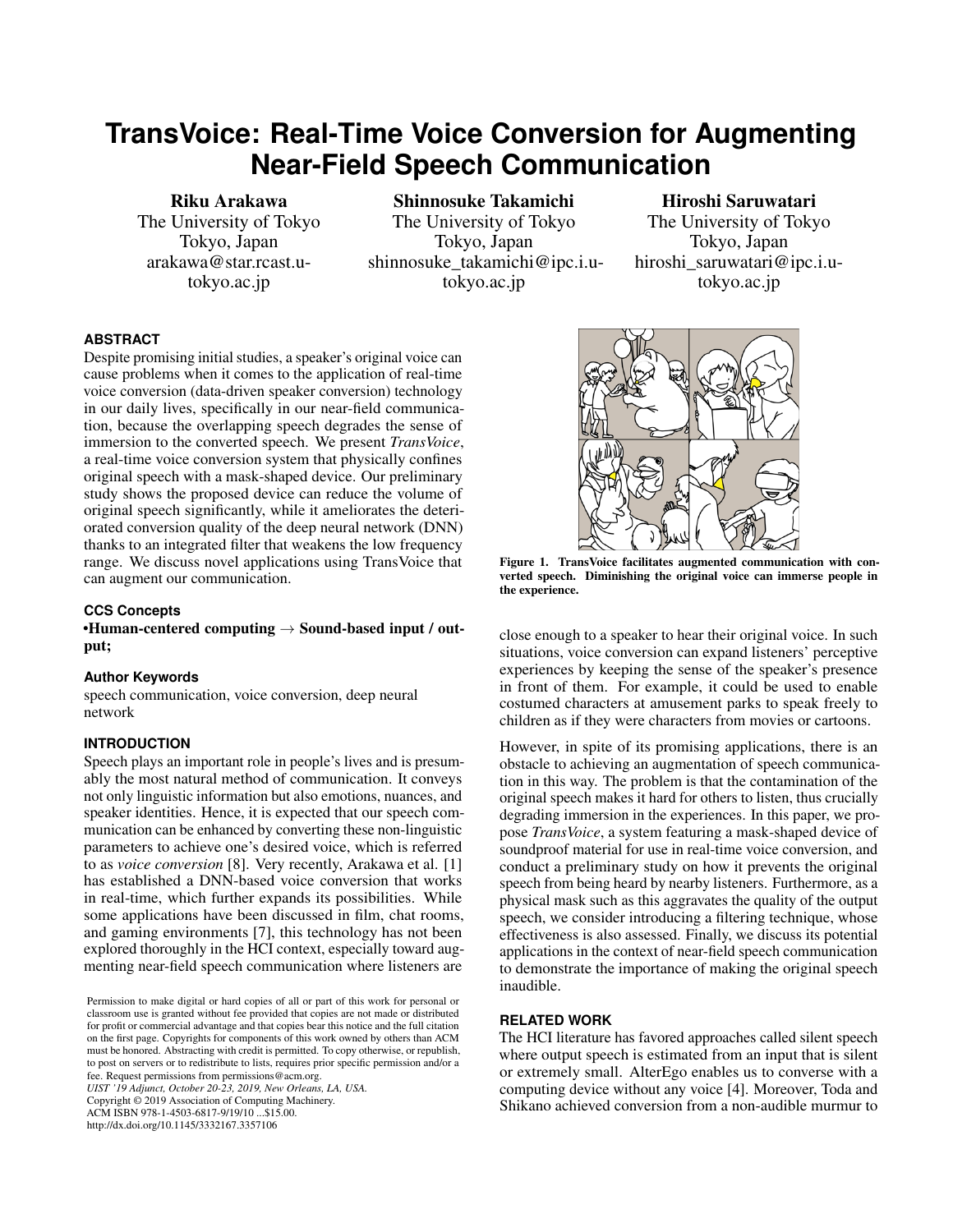# TransVoice: Real-Time Voice Conversion for Augmenting Near-Field Speech Communication

**Riku Arakawa**
The University of Tokyo
Tokyo, Japan
arakawa@star.rcast.u-tokyo.ac.jp

**Shinnosuke Takamichi**
The University of Tokyo
Tokyo, Japan
shinnosuke_takamichi@ipc.i.u-tokyo.ac.jp

**Hiroshi Saruwatari**
The University of Tokyo
Tokyo, Japan
hiroshi_saruwatari@ipc.i.u-tokyo.ac.jp

## ABSTRACT

Despite promising initial studies, a speaker's original voice can cause problems when it comes to the application of real-time voice conversion (data-driven speaker conversion) technology in our daily lives, specifically in our near-field communication, because the overlapping speech degrades the sense of immersion to the converted speech. We present *TransVoice*, a real-time voice conversion system that physically confines original speech with a mask-shaped device. Our preliminary study shows the proposed device can reduce the volume of original speech significantly, while it ameliorates the deteriorated conversion quality of the deep neural network (DNN) thanks to an integrated filter that weakens the low frequency range. We discuss novel applications using TransVoice that can augment our communication.

### CCS Concepts

**•Human-centered computing → Sound-based input / output;**

### Author Keywords

speech communication, voice conversion, deep neural network

## INTRODUCTION

Speech plays an important role in people's lives and is presumably the most natural method of communication. It conveys not only linguistic information but also emotions, nuances, and speaker identities. Hence, it is expected that our speech communication can be enhanced by converting these non-linguistic parameters to achieve one's desired voice, which is referred to as *voice conversion* [8]. Very recently, Arakawa et al. [1] has established a DNN-based voice conversion that works in real-time, which further expands its possibilities. While some applications have been discussed in film, chat rooms, and gaming environments [7], this technology has not been explored thoroughly in the HCI context, especially toward augmenting near-field speech communication where listeners are close enough to a speaker to hear their original voice. In such situations, voice conversion can expand listeners' perceptive experiences by keeping the sense of the speaker's presence in front of them. For example, it could be used to enable costumed characters at amusement parks to speak freely to children as if they were characters from movies or cartoons.

However, in spite of its promising applications, there is an obstacle to achieving an augmentation of speech communication in this way. The problem is that the contamination of the original speech makes it hard for others to listen, thus crucially degrading immersion in the experiences. In this paper, we propose *TransVoice*, a system featuring a mask-shaped device of soundproof material for use in real-time voice conversion, and conduct a preliminary study on how it prevents the original speech from being heard by nearby listeners. Furthermore, as a physical mask such as this aggravates the quality of the output speech, we consider introducing a filtering technique, whose effectiveness is also assessed. Finally, we discuss its potential applications in the context of near-field speech communication to demonstrate the importance of making the original speech inaudible.

Figure 1. TransVoice facilitates augmented communication with converted speech. Diminishing the original voice can immerse people in the experience.

## RELATED WORK

The HCI literature has favored approaches called silent speech where output speech is estimated from an input that is silent or extremely small. AlterEgo enables us to converse with a computing device without any voice [4]. Moreover, Toda and Shikano achieved conversion from a non-audible murmur to

Permission to make digital or hard copies of all or part of this work for personal or classroom use is granted without fee provided that copies are not made or distributed for profit or commercial advantage and that copies bear this notice and the full citation on the first page. Copyrights for components of this work owned by others than ACM must be honored. Abstracting with credit is permitted. To copy otherwise, or republish, to post on servers or to redistribute to lists, requires prior specific permission and/or a fee. Request permissions from permissions@acm.org.
*UIST '19 Adjunct, October 20-23, 2019, New Orleans, LA, USA.*
Copyright © 2019 Association of Computing Machinery.
ACM ISBN 978-1-4503-6817-9/19/10 ...$15.00.
http://dx.doi.org/10.1145/3332167.3357106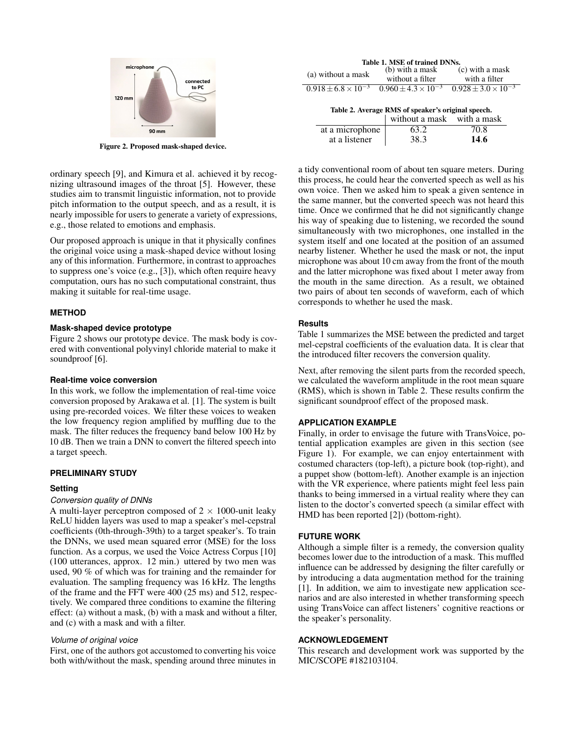microphone

connected to PC

120 mm

90 mm

Figure 2. Proposed mask-shaped device.

ordinary speech [9], and Kimura et al. achieved it by recognizing ultrasound images of the throat [5]. However, these studies aim to transmit linguistic information, not to provide pitch information to the output speech, and as a result, it is nearly impossible for users to generate a variety of expressions, e.g., those related to emotions and emphasis.

Our proposed approach is unique in that it physically confines the original voice using a mask-shaped device without losing any of this information. Furthermore, in contrast to approaches to suppress one's voice (e.g., [3]), which often require heavy computation, ours has no such computational constraint, thus making it suitable for real-time usage.

## METHOD

### Mask-shaped device prototype

Figure 2 shows our prototype device. The mask body is covered with conventional polyvinyl chloride material to make it soundproof [6].

### Real-time voice conversion

In this work, we follow the implementation of real-time voice conversion proposed by Arakawa et al. [1]. The system is built using pre-recorded voices. We filter these voices to weaken the low frequency region amplified by muffling due to the mask. The filter reduces the frequency band below 100 Hz by 10 dB. Then we train a DNN to convert the filtered speech into a target speech.

## PRELIMINARY STUDY

### Setting

*Conversion quality of DNNs*

A multi-layer perceptron composed of 2 $\times$ 1000-unit leaky ReLU hidden layers was used to map a speaker's mel-cepstral coefficients (0th-through-39th) to a target speaker's. To train the DNNs, we used mean squared error (MSE) for the loss function. As a corpus, we used the Voice Actress Corpus [10] (100 utterances, approx. 12 min.) uttered by two men was used, 90 % of which was for training and the remainder for evaluation. The sampling frequency was 16 kHz. The lengths of the frame and the FFT were 400 (25 ms) and 512, respectively. We compared three conditions to examine the filtering effect: (a) without a mask, (b) with a mask and without a filter, and (c) with a mask and with a filter.

*Volume of original voice*

First, one of the authors got accustomed to converting his voice both with/without the mask, spending around three minutes in a tidy conventional room of about ten square meters. During this process, he could hear the converted speech as well as his own voice. Then we asked him to speak a given sentence in the same manner, but the converted speech was not heard this time. Once we confirmed that he did not significantly change his way of speaking due to listening, we recorded the sound simultaneously with two microphones, one installed in the system itself and one located at the position of an assumed nearby listener. Whether he used the mask or not, the input microphone was about 10 cm away from the front of the mouth and the latter microphone was fixed about 1 meter away from the mouth in the same direction. As a result, we obtained two pairs of about ten seconds of waveform, each of which corresponds to whether he used the mask.

**Table 1. MSE of trained DNNs.**

| (a) without a mask | (b) with a mask without a filter | (c) with a mask with a filter |
|---|---|---|
| $0.918 \pm 6.8 \times 10^{-3}$ | $0.960 \pm 4.3 \times 10^{-3}$ | $0.928 \pm 3.0 \times 10^{-3}$ |

**Table 2. Average RMS of speaker's original speech.**

| | without a mask | with a mask |
|---|---|---|
| at a microphone | 63.2 | 70.8 |
| at a listener | 38.3 | **14.6** |

### Results

Table 1 summarizes the MSE between the predicted and target mel-cepstral coefficients of the evaluation data. It is clear that the introduced filter recovers the conversion quality.

Next, after removing the silent parts from the recorded speech, we calculated the waveform amplitude in the root mean square (RMS), which is shown in Table 2. These results confirm the significant soundproof effect of the proposed mask.

## APPLICATION EXAMPLE

Finally, in order to envisage the future with TransVoice, potential application examples are given in this section (see Figure 1). For example, we can enjoy entertainment with costumed characters (top-left), a picture book (top-right), and a puppet show (bottom-left). Another example is an injection with the VR experience, where patients might feel less pain thanks to being immersed in a virtual reality where they can listen to the doctor's converted speech (a similar effect with HMD has been reported [2]) (bottom-right).

## FUTURE WORK

Although a simple filter is a remedy, the conversion quality becomes lower due to the introduction of a mask. This muffled influence can be addressed by designing the filter carefully or by introducing a data augmentation method for the training [1]. In addition, we aim to investigate new application scenarios and are also interested in whether transforming speech using TransVoice can affect listeners' cognitive reactions or the speaker's personality.

## ACKNOWLEDGEMENT

This research and development work was supported by the MIC/SCOPE #182103104.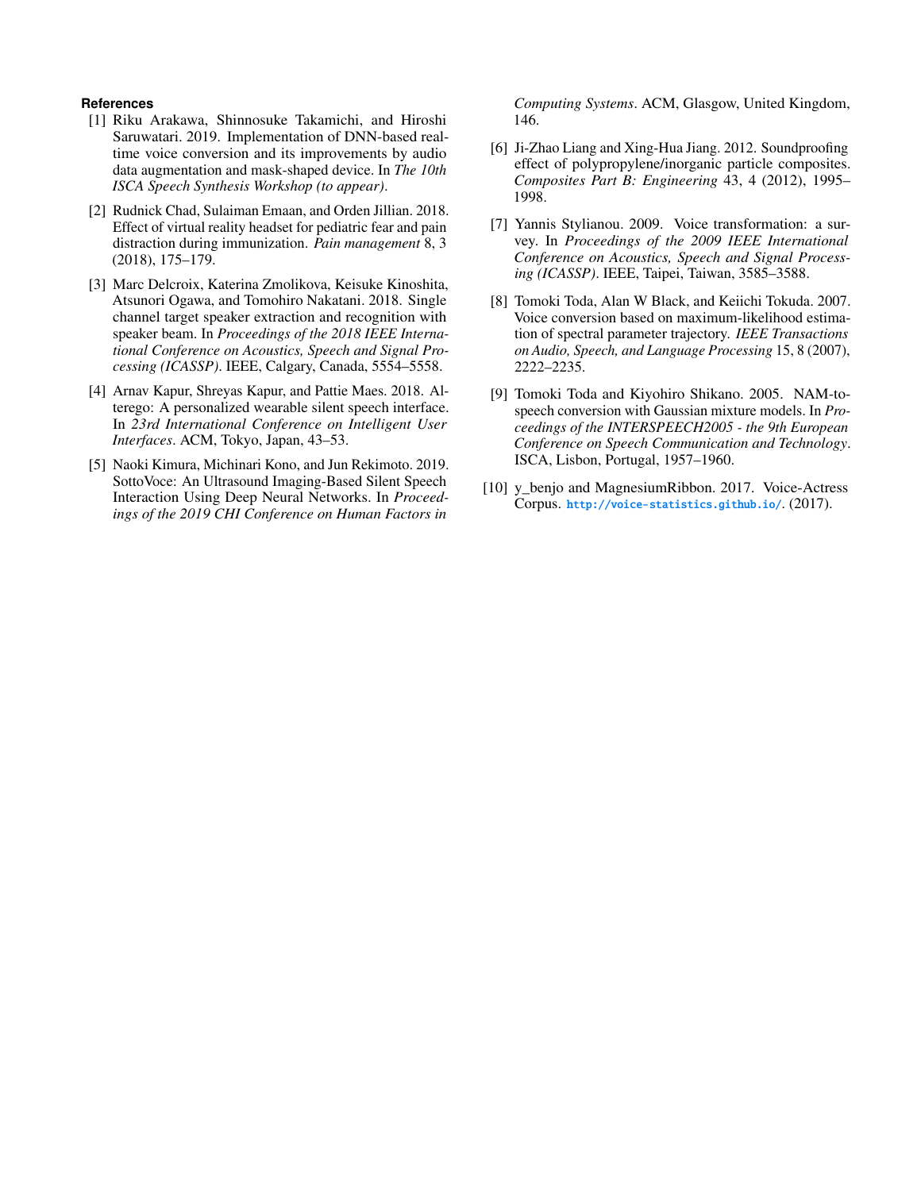**References**

[1] Riku Arakawa, Shinnosuke Takamichi, and Hiroshi Saruwatari. 2019. Implementation of DNN-based real-time voice conversion and its improvements by audio data augmentation and mask-shaped device. In *The 10th ISCA Speech Synthesis Workshop (to appear)*.

[2] Rudnick Chad, Sulaiman Emaan, and Orden Jillian. 2018. Effect of virtual reality headset for pediatric fear and pain distraction during immunization. *Pain management* 8, 3 (2018), 175–179.

[3] Marc Delcroix, Katerina Zmolikova, Keisuke Kinoshita, Atsunori Ogawa, and Tomohiro Nakatani. 2018. Single channel target speaker extraction and recognition with speaker beam. In *Proceedings of the 2018 IEEE International Conference on Acoustics, Speech and Signal Processing (ICASSP)*. IEEE, Calgary, Canada, 5554–5558.

[4] Arnav Kapur, Shreyas Kapur, and Pattie Maes. 2018. Alterego: A personalized wearable silent speech interface. In *23rd International Conference on Intelligent User Interfaces*. ACM, Tokyo, Japan, 43–53.

[5] Naoki Kimura, Michinari Kono, and Jun Rekimoto. 2019. SottoVoce: An Ultrasound Imaging-Based Silent Speech Interaction Using Deep Neural Networks. In *Proceedings of the 2019 CHI Conference on Human Factors in Computing Systems*. ACM, Glasgow, United Kingdom, 146.

[6] Ji-Zhao Liang and Xing-Hua Jiang. 2012. Soundproofing effect of polypropylene/inorganic particle composites. *Composites Part B: Engineering* 43, 4 (2012), 1995–1998.

[7] Yannis Stylianou. 2009. Voice transformation: a survey. In *Proceedings of the 2009 IEEE International Conference on Acoustics, Speech and Signal Processing (ICASSP)*. IEEE, Taipei, Taiwan, 3585–3588.

[8] Tomoki Toda, Alan W Black, and Keiichi Tokuda. 2007. Voice conversion based on maximum-likelihood estimation of spectral parameter trajectory. *IEEE Transactions on Audio, Speech, and Language Processing* 15, 8 (2007), 2222–2235.

[9] Tomoki Toda and Kiyohiro Shikano. 2005. NAM-to-speech conversion with Gaussian mixture models. In *Proceedings of the INTERSPEECH2005 - the 9th European Conference on Speech Communication and Technology*. ISCA, Lisbon, Portugal, 1957–1960.

[10] y_benjo and MagnesiumRibbon. 2017. Voice-Actress Corpus. http://voice-statistics.github.io/. (2017).